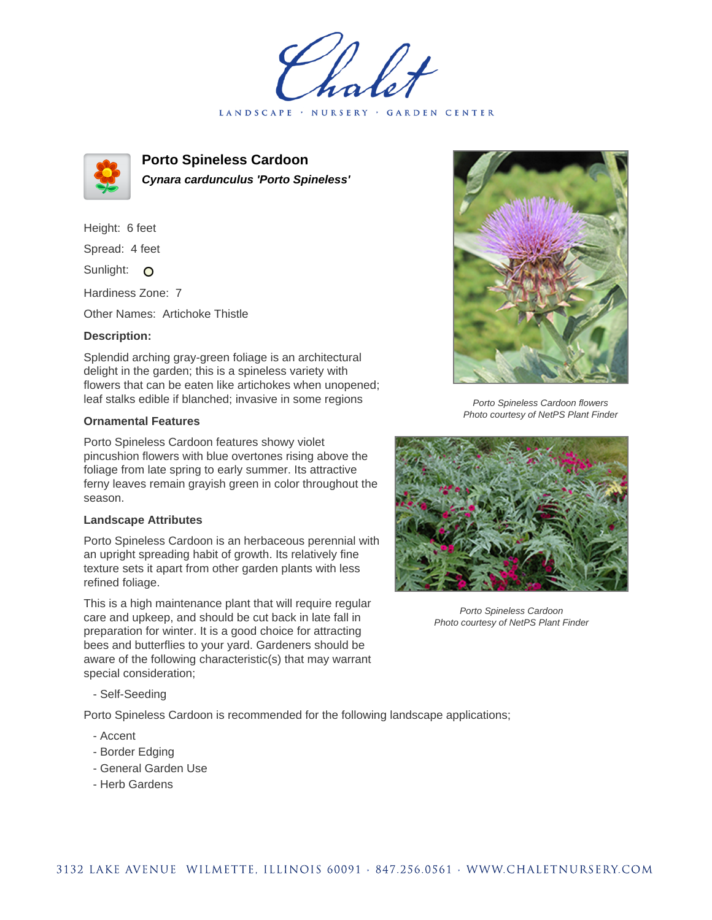# Chalet

LANDSCAPE · NURSERY · GARDEN CENTER

## Porto Spineless Cardoon

***Cynara cardunculus 'Porto Spineless'***

Height: 6 feet

Spread: 4 feet

Sunlight: O

Hardiness Zone: 7

Other Names: Artichoke Thistle

### Description:

Splendid arching gray-green foliage is an architectural delight in the garden; this is a spineless variety with flowers that can be eaten like artichokes when unopened; leaf stalks edible if blanched; invasive in some regions

*Porto Spineless Cardoon flowers*
*Photo courtesy of NetPS Plant Finder*

### Ornamental Features

Porto Spineless Cardoon features showy violet pincushion flowers with blue overtones rising above the foliage from late spring to early summer. Its attractive ferny leaves remain grayish green in color throughout the season.

*Porto Spineless Cardoon*
*Photo courtesy of NetPS Plant Finder*

### Landscape Attributes

Porto Spineless Cardoon is an herbaceous perennial with an upright spreading habit of growth. Its relatively fine texture sets it apart from other garden plants with less refined foliage.

This is a high maintenance plant that will require regular care and upkeep, and should be cut back in late fall in preparation for winter. It is a good choice for attracting bees and butterflies to your yard. Gardeners should be aware of the following characteristic(s) that may warrant special consideration;

- Self-Seeding

Porto Spineless Cardoon is recommended for the following landscape applications;

- Accent
- Border Edging
- General Garden Use
- Herb Gardens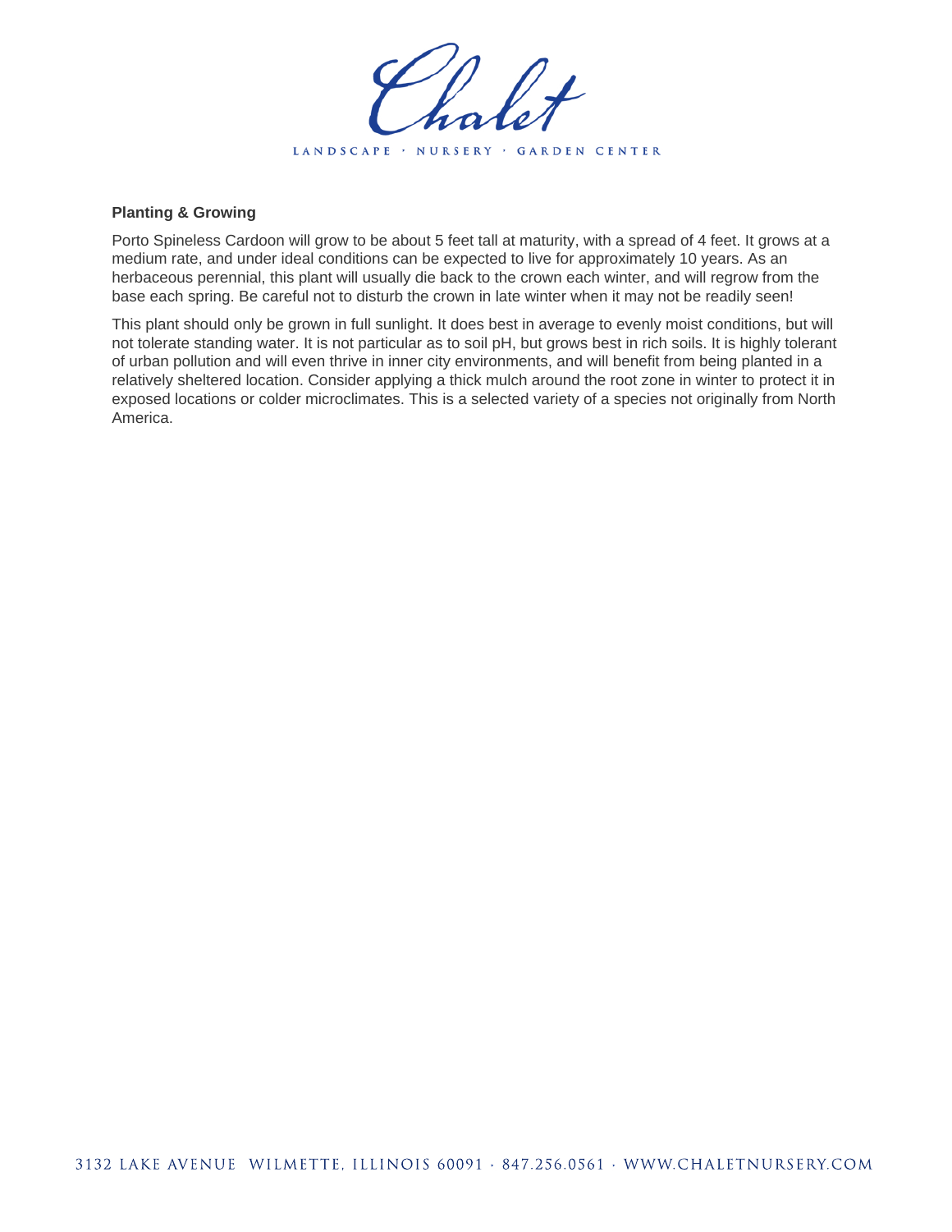### Planting & Growing

Porto Spineless Cardoon will grow to be about 5 feet tall at maturity, with a spread of 4 feet. It grows at a medium rate, and under ideal conditions can be expected to live for approximately 10 years. As an herbaceous perennial, this plant will usually die back to the crown each winter, and will regrow from the base each spring. Be careful not to disturb the crown in late winter when it may not be readily seen!

This plant should only be grown in full sunlight. It does best in average to evenly moist conditions, but will not tolerate standing water. It is not particular as to soil pH, but grows best in rich soils. It is highly tolerant of urban pollution and will even thrive in inner city environments, and will benefit from being planted in a relatively sheltered location. Consider applying a thick mulch around the root zone in winter to protect it in exposed locations or colder microclimates. This is a selected variety of a species not originally from North America.